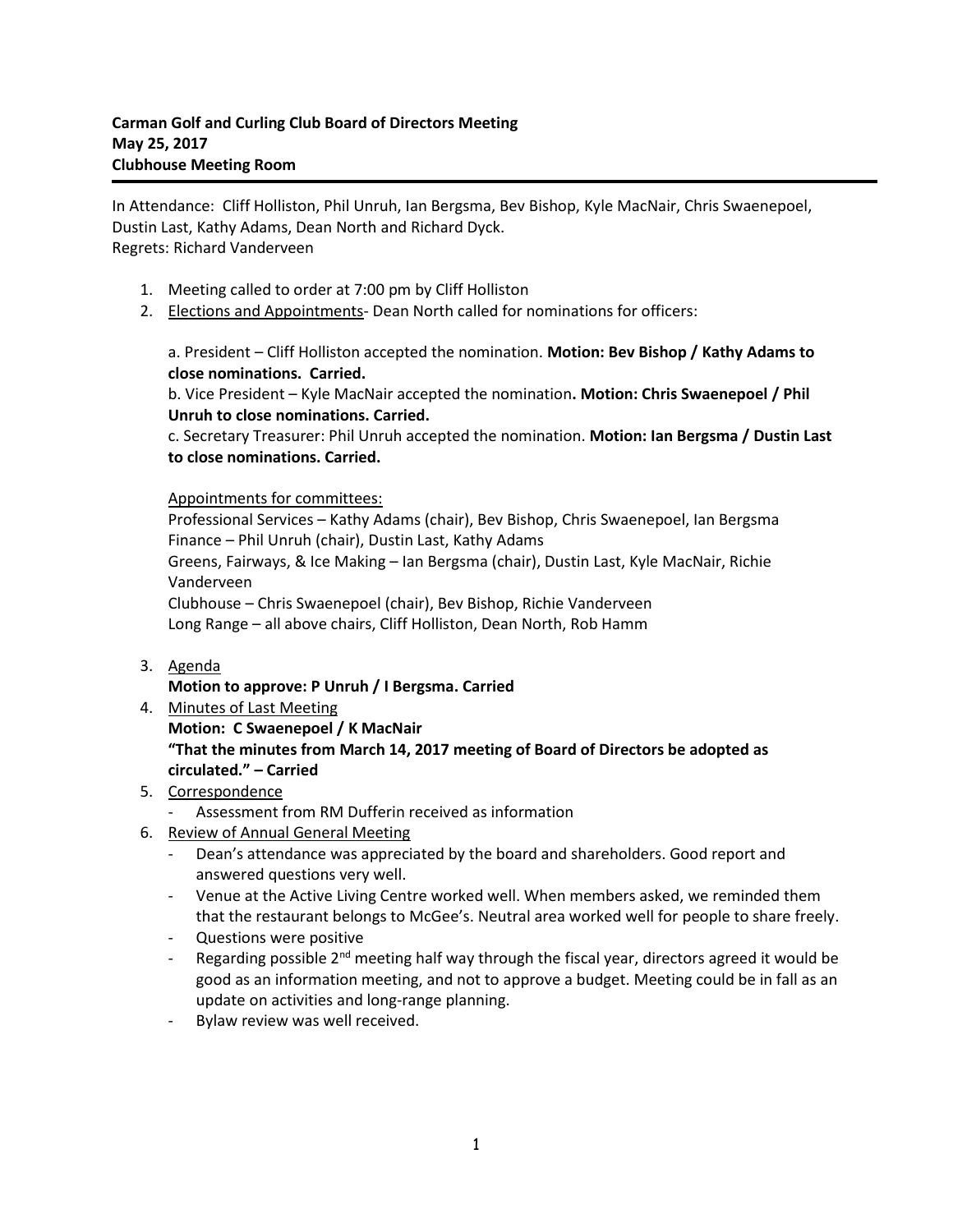**Carman Golf and Curling Club Board of Directors Meeting**
**May 25, 2017**
**Clubhouse Meeting Room**

In Attendance: Cliff Holliston, Phil Unruh, Ian Bergsma, Bev Bishop, Kyle MacNair, Chris Swaenepoel, Dustin Last, Kathy Adams, Dean North and Richard Dyck.
Regrets: Richard Vanderveen

1. Meeting called to order at 7:00 pm by Cliff Holliston
2. Elections and Appointments- Dean North called for nominations for officers:

   a. President – Cliff Holliston accepted the nomination. **Motion: Bev Bishop / Kathy Adams to close nominations. Carried.**
   b. Vice President – Kyle MacNair accepted the nomination**. Motion: Chris Swaenepoel / Phil Unruh to close nominations. Carried.**
   c. Secretary Treasurer: Phil Unruh accepted the nomination. **Motion: Ian Bergsma / Dustin Last to close nominations. Carried.**

   Appointments for committees:
   Professional Services – Kathy Adams (chair), Bev Bishop, Chris Swaenepoel, Ian Bergsma
   Finance – Phil Unruh (chair), Dustin Last, Kathy Adams
   Greens, Fairways, & Ice Making – Ian Bergsma (chair), Dustin Last, Kyle MacNair, Richie Vanderveen
   Clubhouse – Chris Swaenepoel (chair), Bev Bishop, Richie Vanderveen
   Long Range – all above chairs, Cliff Holliston, Dean North, Rob Hamm

3. Agenda
   **Motion to approve: P Unruh / I Bergsma. Carried**
4. Minutes of Last Meeting
   **Motion: C Swaenepoel / K MacNair**
   **"That the minutes from March 14, 2017 meeting of Board of Directors be adopted as circulated." – Carried**
5. Correspondence
   - Assessment from RM Dufferin received as information
6. Review of Annual General Meeting
   - Dean's attendance was appreciated by the board and shareholders. Good report and answered questions very well.
   - Venue at the Active Living Centre worked well. When members asked, we reminded them that the restaurant belongs to McGee's. Neutral area worked well for people to share freely.
   - Questions were positive
   - Regarding possible 2nd meeting half way through the fiscal year, directors agreed it would be good as an information meeting, and not to approve a budget. Meeting could be in fall as an update on activities and long-range planning.
   - Bylaw review was well received.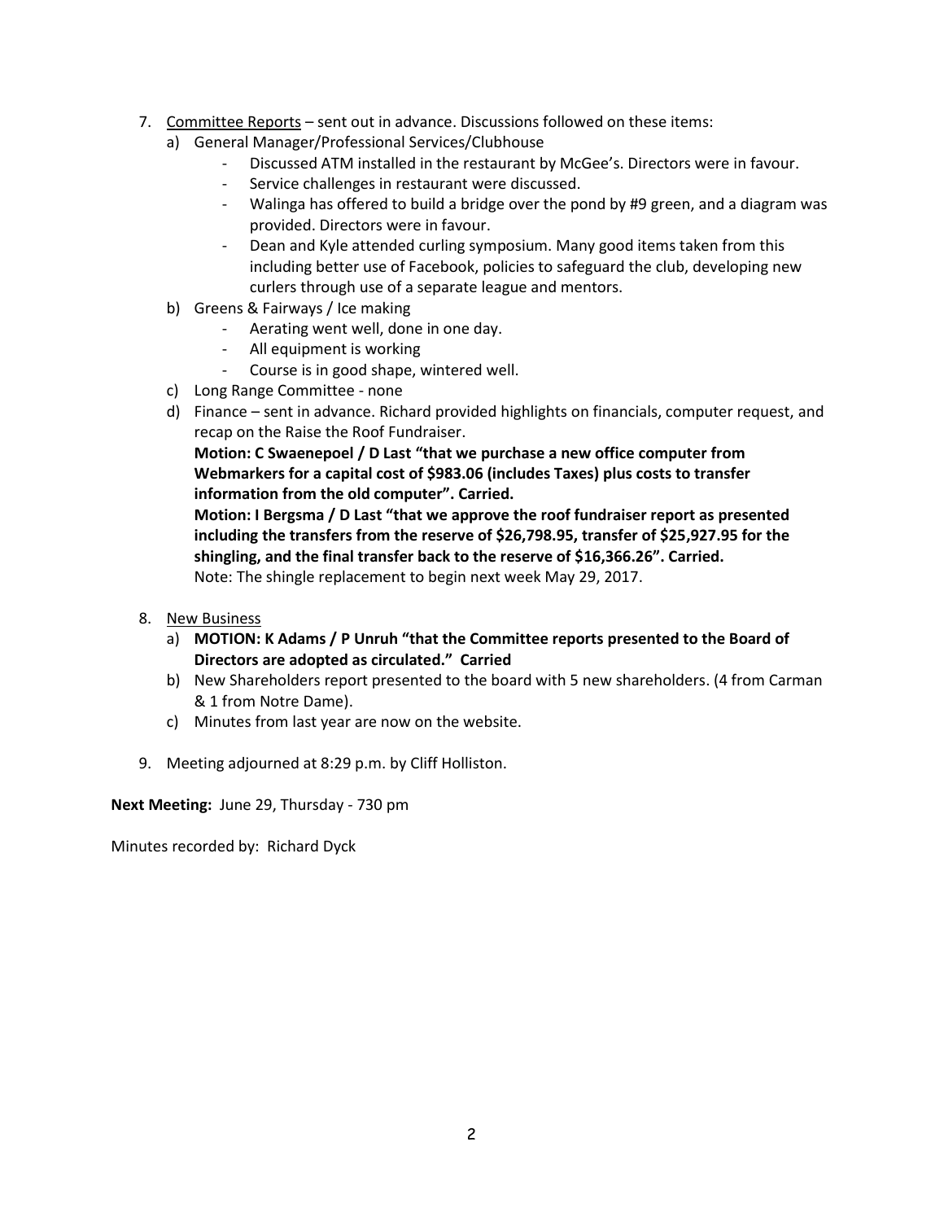7. <u>Committee Reports</u> – sent out in advance. Discussions followed on these items:
    a) General Manager/Professional Services/Clubhouse
        - Discussed ATM installed in the restaurant by McGee's. Directors were in favour.
        - Service challenges in restaurant were discussed.
        - Walinga has offered to build a bridge over the pond by #9 green, and a diagram was provided. Directors were in favour.
        - Dean and Kyle attended curling symposium. Many good items taken from this including better use of Facebook, policies to safeguard the club, developing new curlers through use of a separate league and mentors.
    b) Greens & Fairways / Ice making
        - Aerating went well, done in one day.
        - All equipment is working
        - Course is in good shape, wintered well.
    c) Long Range Committee - none
    d) Finance – sent in advance. Richard provided highlights on financials, computer request, and recap on the Raise the Roof Fundraiser.
    **Motion: C Swaenepoel / D Last "that we purchase a new office computer from Webmarkers for a capital cost of $983.06 (includes Taxes) plus costs to transfer information from the old computer". Carried.**
    **Motion: I Bergsma / D Last "that we approve the roof fundraiser report as presented including the transfers from the reserve of $26,798.95, transfer of $25,927.95 for the shingling, and the final transfer back to the reserve of $16,366.26". Carried.**
    Note: The shingle replacement to begin next week May 29, 2017.

8. <u>New Business</u>
    a) **MOTION: K Adams / P Unruh "that the Committee reports presented to the Board of Directors are adopted as circulated." Carried**
    b) New Shareholders report presented to the board with 5 new shareholders. (4 from Carman & 1 from Notre Dame).
    c) Minutes from last year are now on the website.

9. Meeting adjourned at 8:29 p.m. by Cliff Holliston.

**Next Meeting:** June 29, Thursday - 730 pm

Minutes recorded by: Richard Dyck